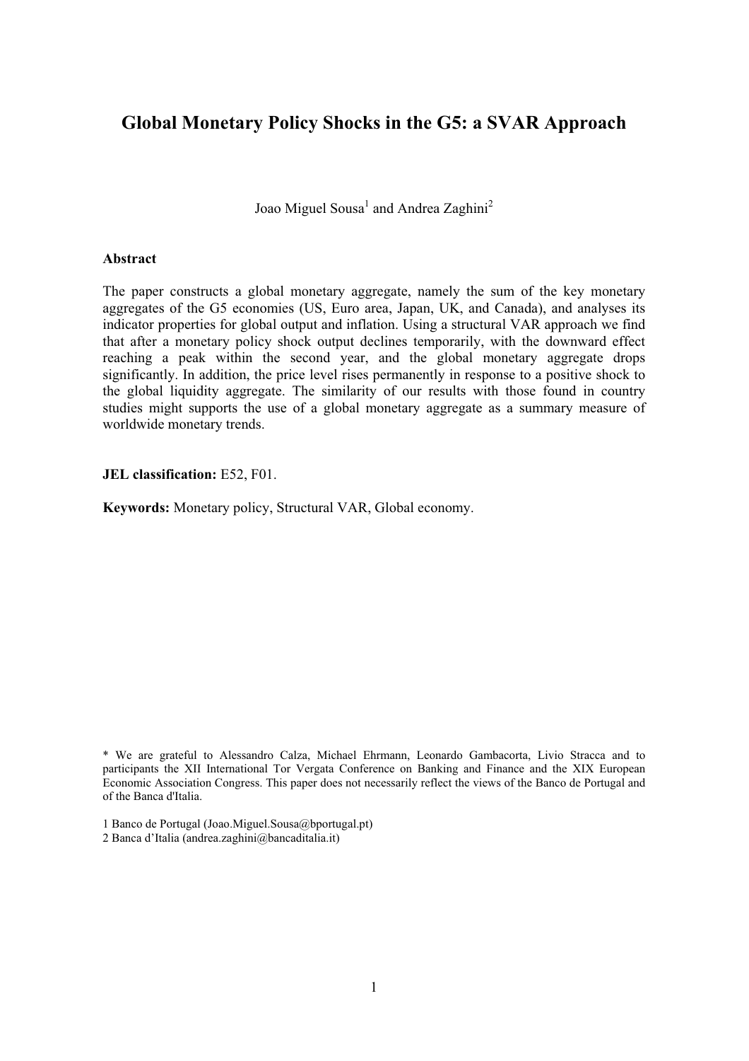# Global Monetary Policy Shocks in the G5: a SVAR Approach

Joao Miguel Sousa[1] and Andrea Zaghini[2]

**Abstract**

The paper constructs a global monetary aggregate, namely the sum of the key monetary aggregates of the G5 economies (US, Euro area, Japan, UK, and Canada), and analyses its indicator properties for global output and inflation. Using a structural VAR approach we find that after a monetary policy shock output declines temporarily, with the downward effect reaching a peak within the second year, and the global monetary aggregate drops significantly. In addition, the price level rises permanently in response to a positive shock to the global liquidity aggregate. The similarity of our results with those found in country studies might supports the use of a global monetary aggregate as a summary measure of worldwide monetary trends.

**JEL classification:** E52, F01.

**Keywords:** Monetary policy, Structural VAR, Global economy.

\* We are grateful to Alessandro Calza, Michael Ehrmann, Leonardo Gambacorta, Livio Stracca and to participants the XII International Tor Vergata Conference on Banking and Finance and the XIX European Economic Association Congress. This paper does not necessarily reflect the views of the Banco de Portugal and of the Banca d'Italia.

1 Banco de Portugal (Joao.Miguel.Sousa@bportugal.pt)

2 Banca d'Italia (andrea.zaghini@bancaditalia.it)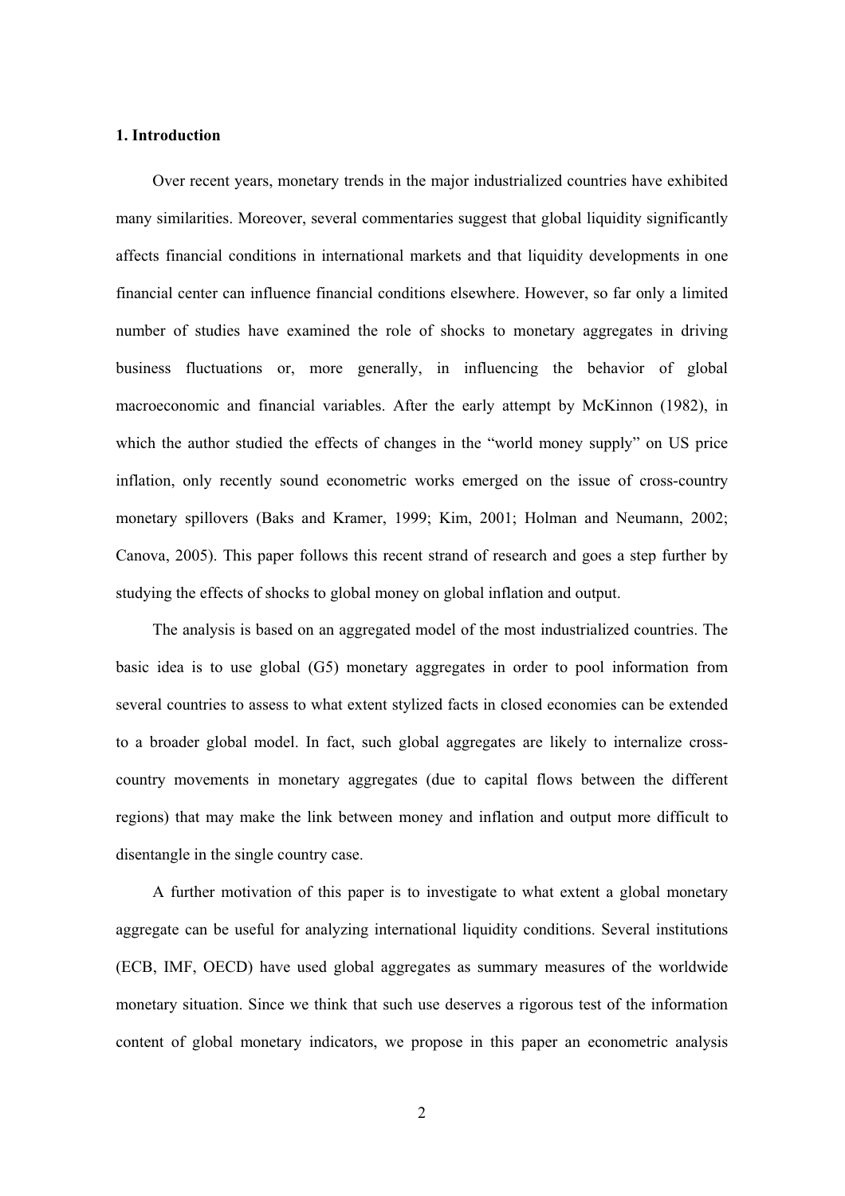## 1. Introduction

Over recent years, monetary trends in the major industrialized countries have exhibited many similarities. Moreover, several commentaries suggest that global liquidity significantly affects financial conditions in international markets and that liquidity developments in one financial center can influence financial conditions elsewhere. However, so far only a limited number of studies have examined the role of shocks to monetary aggregates in driving business fluctuations or, more generally, in influencing the behavior of global macroeconomic and financial variables. After the early attempt by McKinnon (1982), in which the author studied the effects of changes in the "world money supply" on US price inflation, only recently sound econometric works emerged on the issue of cross-country monetary spillovers (Baks and Kramer, 1999; Kim, 2001; Holman and Neumann, 2002; Canova, 2005). This paper follows this recent strand of research and goes a step further by studying the effects of shocks to global money on global inflation and output.

The analysis is based on an aggregated model of the most industrialized countries. The basic idea is to use global (G5) monetary aggregates in order to pool information from several countries to assess to what extent stylized facts in closed economies can be extended to a broader global model. In fact, such global aggregates are likely to internalize cross-country movements in monetary aggregates (due to capital flows between the different regions) that may make the link between money and inflation and output more difficult to disentangle in the single country case.

A further motivation of this paper is to investigate to what extent a global monetary aggregate can be useful for analyzing international liquidity conditions. Several institutions (ECB, IMF, OECD) have used global aggregates as summary measures of the worldwide monetary situation. Since we think that such use deserves a rigorous test of the information content of global monetary indicators, we propose in this paper an econometric analysis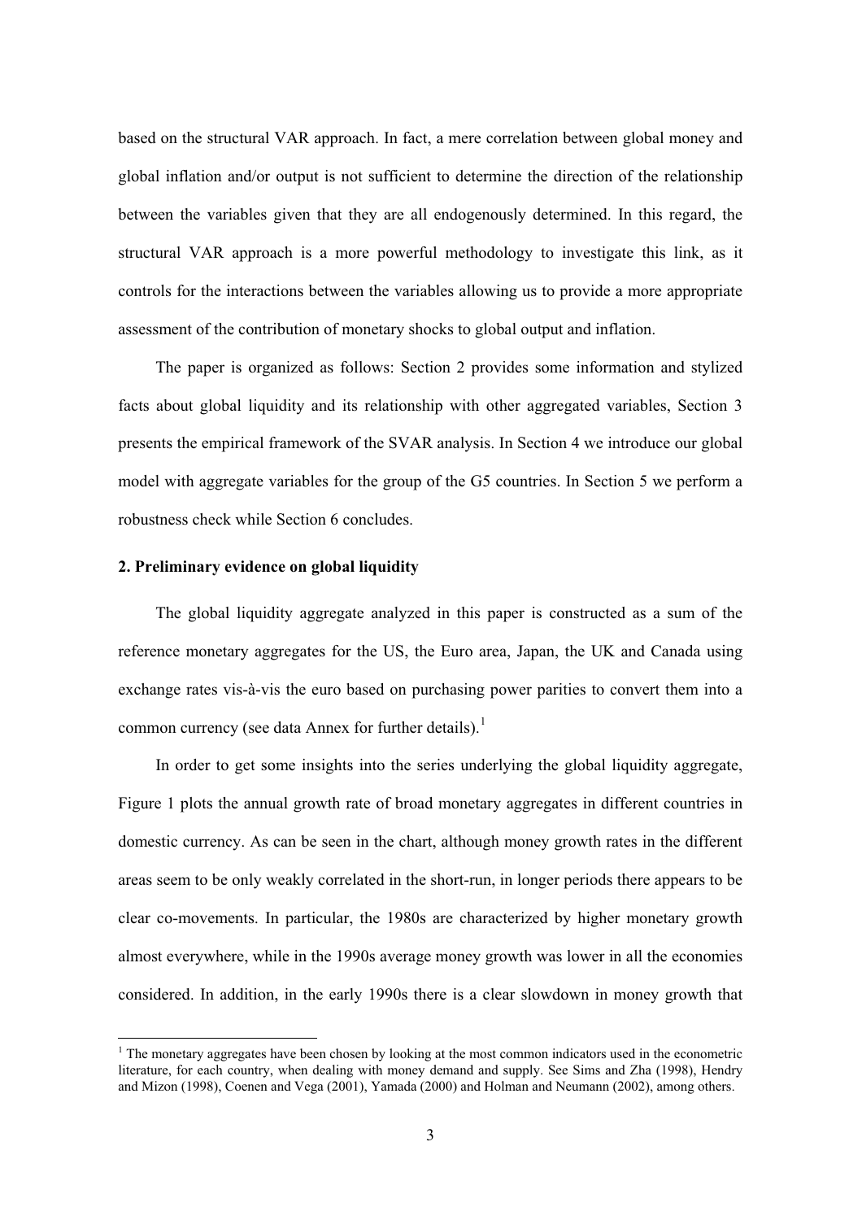based on the structural VAR approach. In fact, a mere correlation between global money and global inflation and/or output is not sufficient to determine the direction of the relationship between the variables given that they are all endogenously determined. In this regard, the structural VAR approach is a more powerful methodology to investigate this link, as it controls for the interactions between the variables allowing us to provide a more appropriate assessment of the contribution of monetary shocks to global output and inflation.

The paper is organized as follows: Section 2 provides some information and stylized facts about global liquidity and its relationship with other aggregated variables, Section 3 presents the empirical framework of the SVAR analysis. In Section 4 we introduce our global model with aggregate variables for the group of the G5 countries. In Section 5 we perform a robustness check while Section 6 concludes.

## 2. Preliminary evidence on global liquidity

The global liquidity aggregate analyzed in this paper is constructed as a sum of the reference monetary aggregates for the US, the Euro area, Japan, the UK and Canada using exchange rates vis-à-vis the euro based on purchasing power parities to convert them into a common currency (see data Annex for further details).[1]

In order to get some insights into the series underlying the global liquidity aggregate, Figure 1 plots the annual growth rate of broad monetary aggregates in different countries in domestic currency. As can be seen in the chart, although money growth rates in the different areas seem to be only weakly correlated in the short-run, in longer periods there appears to be clear co-movements. In particular, the 1980s are characterized by higher monetary growth almost everywhere, while in the 1990s average money growth was lower in all the economies considered. In addition, in the early 1990s there is a clear slowdown in money growth that

[1] The monetary aggregates have been chosen by looking at the most common indicators used in the econometric literature, for each country, when dealing with money demand and supply. See Sims and Zha (1998), Hendry and Mizon (1998), Coenen and Vega (2001), Yamada (2000) and Holman and Neumann (2002), among others.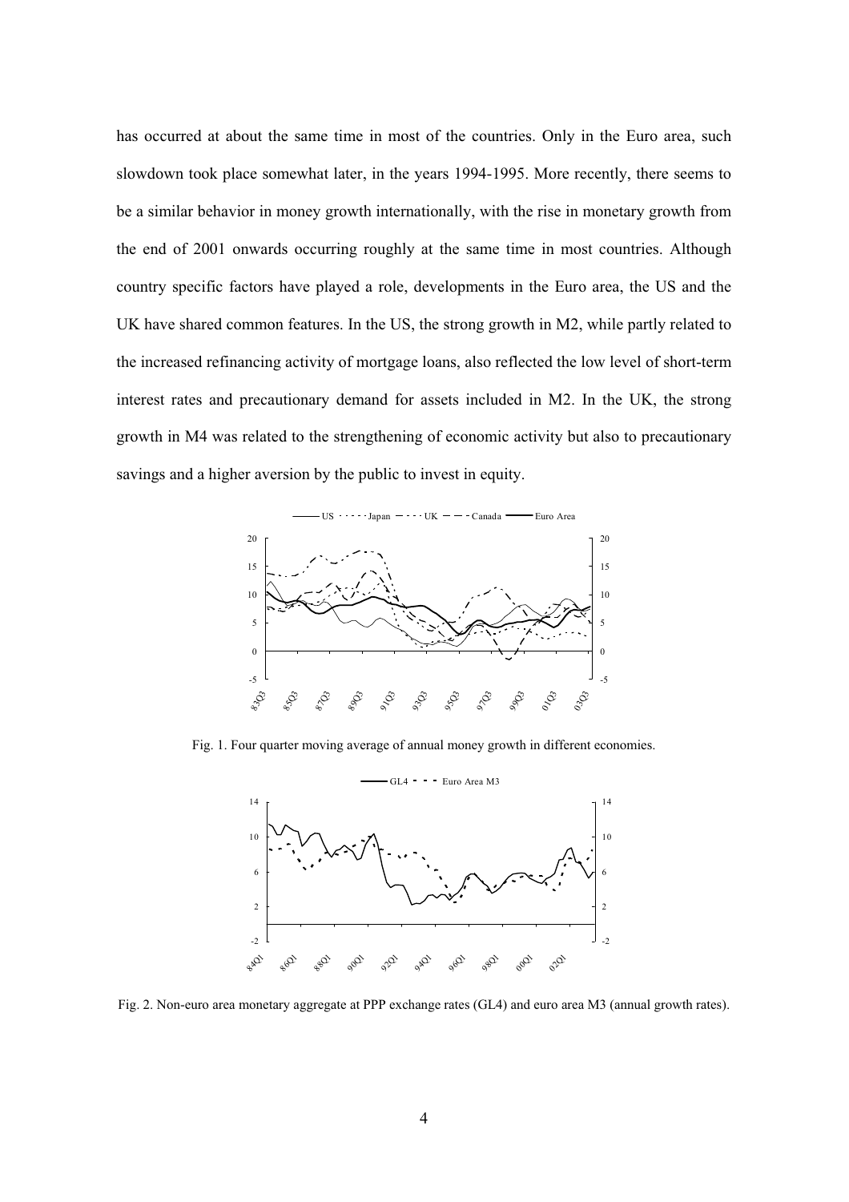has occurred at about the same time in most of the countries. Only in the Euro area, such slowdown took place somewhat later, in the years 1994-1995. More recently, there seems to be a similar behavior in money growth internationally, with the rise in monetary growth from the end of 2001 onwards occurring roughly at the same time in most countries. Although country specific factors have played a role, developments in the Euro area, the US and the UK have shared common features. In the US, the strong growth in M2, while partly related to the increased refinancing activity of mortgage loans, also reflected the low level of short-term interest rates and precautionary demand for assets included in M2. In the UK, the strong growth in M4 was related to the strengthening of economic activity but also to precautionary savings and a higher aversion by the public to invest in equity.

Fig. 1. Four quarter moving average of annual money growth in different economies.

Fig. 2. Non-euro area monetary aggregate at PPP exchange rates (GL4) and euro area M3 (annual growth rates).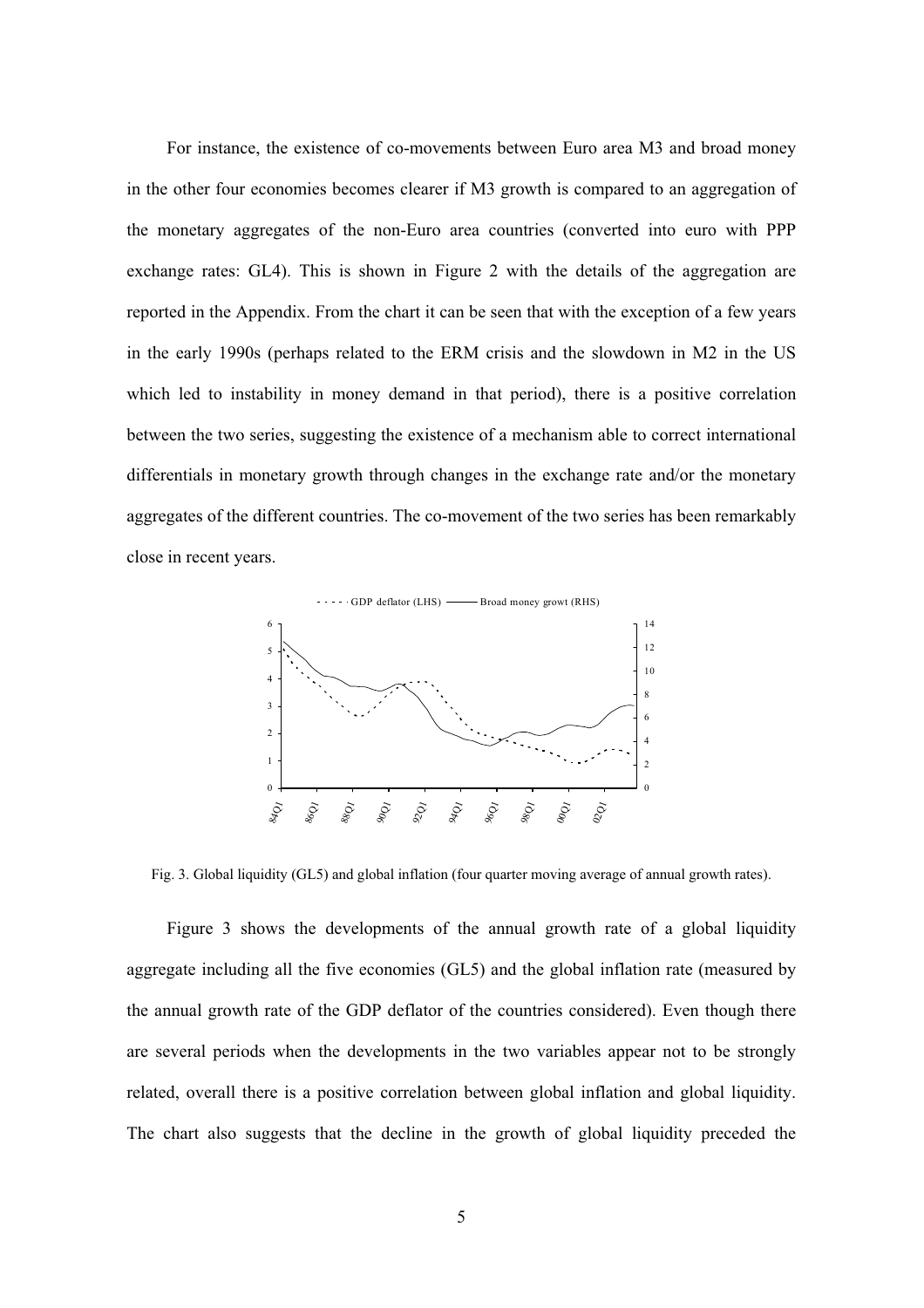For instance, the existence of co-movements between Euro area M3 and broad money in the other four economies becomes clearer if M3 growth is compared to an aggregation of the monetary aggregates of the non-Euro area countries (converted into euro with PPP exchange rates: GL4). This is shown in Figure 2 with the details of the aggregation are reported in the Appendix. From the chart it can be seen that with the exception of a few years in the early 1990s (perhaps related to the ERM crisis and the slowdown in M2 in the US which led to instability in money demand in that period), there is a positive correlation between the two series, suggesting the existence of a mechanism able to correct international differentials in monetary growth through changes in the exchange rate and/or the monetary aggregates of the different countries. The co-movement of the two series has been remarkably close in recent years.

Fig. 3. Global liquidity (GL5) and global inflation (four quarter moving average of annual growth rates).

Figure 3 shows the developments of the annual growth rate of a global liquidity aggregate including all the five economies (GL5) and the global inflation rate (measured by the annual growth rate of the GDP deflator of the countries considered). Even though there are several periods when the developments in the two variables appear not to be strongly related, overall there is a positive correlation between global inflation and global liquidity. The chart also suggests that the decline in the growth of global liquidity preceded the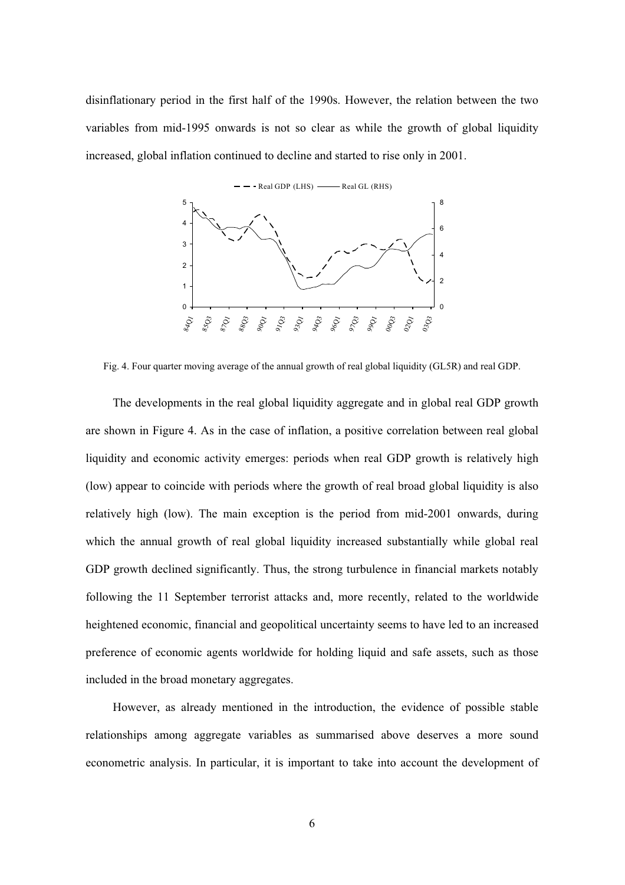disinflationary period in the first half of the 1990s. However, the relation between the two variables from mid-1995 onwards is not so clear as while the growth of global liquidity increased, global inflation continued to decline and started to rise only in 2001.

Fig. 4. Four quarter moving average of the annual growth of real global liquidity (GL5R) and real GDP.

The developments in the real global liquidity aggregate and in global real GDP growth are shown in Figure 4. As in the case of inflation, a positive correlation between real global liquidity and economic activity emerges: periods when real GDP growth is relatively high (low) appear to coincide with periods where the growth of real broad global liquidity is also relatively high (low). The main exception is the period from mid-2001 onwards, during which the annual growth of real global liquidity increased substantially while global real GDP growth declined significantly. Thus, the strong turbulence in financial markets notably following the 11 September terrorist attacks and, more recently, related to the worldwide heightened economic, financial and geopolitical uncertainty seems to have led to an increased preference of economic agents worldwide for holding liquid and safe assets, such as those included in the broad monetary aggregates.

However, as already mentioned in the introduction, the evidence of possible stable relationships among aggregate variables as summarised above deserves a more sound econometric analysis. In particular, it is important to take into account the development of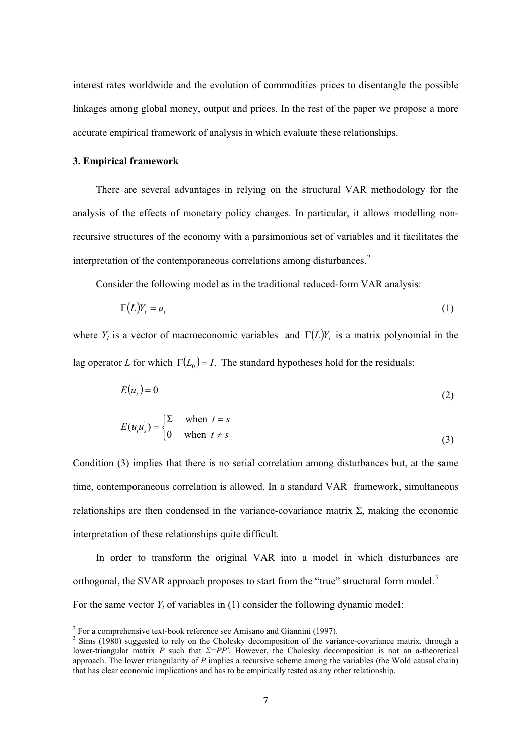interest rates worldwide and the evolution of commodities prices to disentangle the possible linkages among global money, output and prices. In the rest of the paper we propose a more accurate empirical framework of analysis in which evaluate these relationships.

### 3. Empirical framework

There are several advantages in relying on the structural VAR methodology for the analysis of the effects of monetary policy changes. In particular, it allows modelling non-recursive structures of the economy with a parsimonious set of variables and it facilitates the interpretation of the contemporaneous correlations among disturbances.[2]

Consider the following model as in the traditional reduced-form VAR analysis:

$$\Gamma(L)Y_t = u_t \tag{1}$$

where $Y_t$ is a vector of macroeconomic variables and $\Gamma(L)Y_t$ is a matrix polynomial in the lag operator $L$ for which $\Gamma(L_0) = I$. The standard hypotheses hold for the residuals:

$$E(u_t) = 0 \tag{2}$$

$$E(u_t u_s^{'}) = \begin{cases} \Sigma & \text{when } t = s \\ 0 & \text{when } t \neq s \end{cases} \tag{3}$$

Condition (3) implies that there is no serial correlation among disturbances but, at the same time, contemporaneous correlation is allowed. In a standard VAR framework, simultaneous relationships are then condensed in the variance-covariance matrix $\Sigma$, making the economic interpretation of these relationships quite difficult.

In order to transform the original VAR into a model in which disturbances are orthogonal, the SVAR approach proposes to start from the "true" structural form model.[3] For the same vector $Y_t$ of variables in (1) consider the following dynamic model:

---

[2] For a comprehensive text-book reference see Amisano and Giannini (1997).

[3] Sims (1980) suggested to rely on the Cholesky decomposition of the variance-covariance matrix, through a lower-triangular matrix $P$ such that $\Sigma=PP'$. However, the Cholesky decomposition is not an a-theoretical approach. The lower triangularity of $P$ implies a recursive scheme among the variables (the Wold causal chain) that has clear economic implications and has to be empirically tested as any other relationship.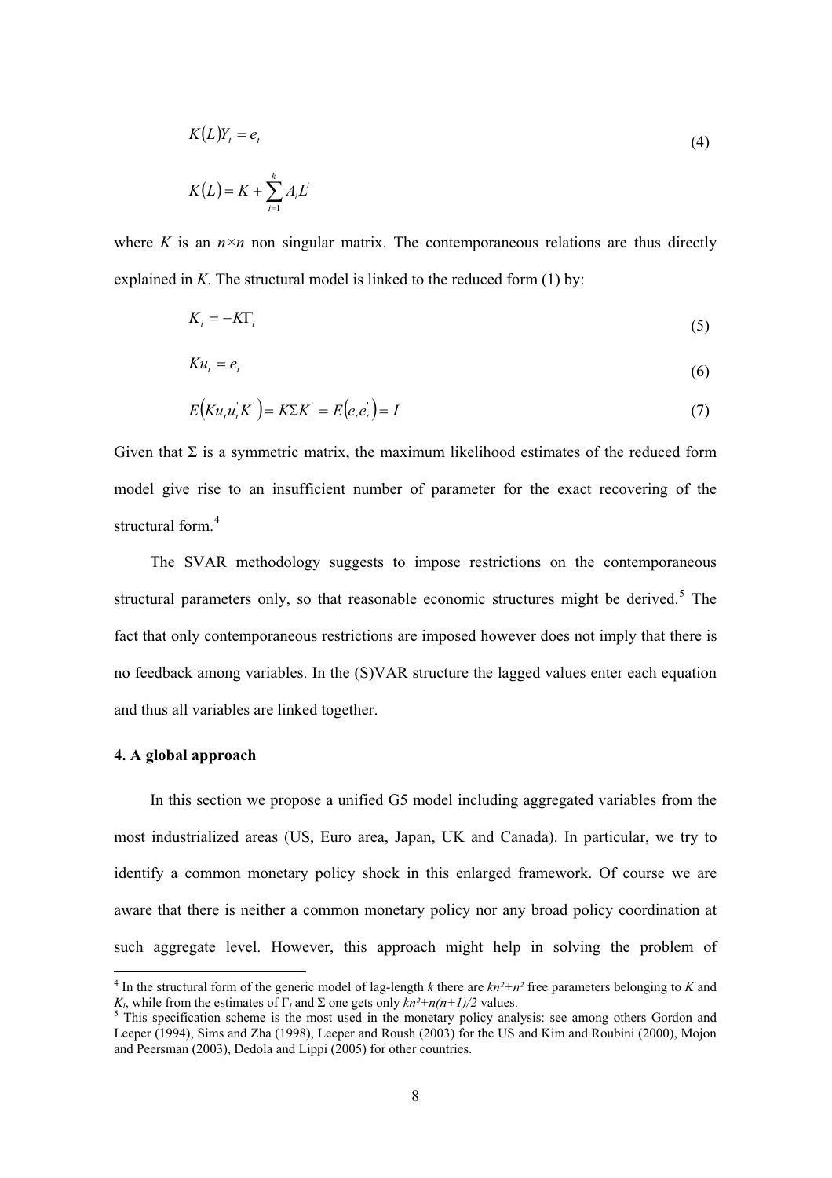$$K(L)Y_t = e_t \tag{4}$$

$$K(L) = K + \sum_{i=1}^{k} A_i L^i$$

where $K$ is an $n \times n$ non singular matrix. The contemporaneous relations are thus directly explained in $K$. The structural model is linked to the reduced form (1) by:

$$K_i = -K\Gamma_i \tag{5}$$

$$Ku_t = e_t \tag{6}$$

$$E\left(Ku_t u_t^{'} K^{'}\right) = K\Sigma K^{'} = E\left(e_t e_t^{'}\right) = I \tag{7}$$

Given that $\Sigma$ is a symmetric matrix, the maximum likelihood estimates of the reduced form model give rise to an insufficient number of parameter for the exact recovering of the structural form.[4]

The SVAR methodology suggests to impose restrictions on the contemporaneous structural parameters only, so that reasonable economic structures might be derived.[5] The fact that only contemporaneous restrictions are imposed however does not imply that there is no feedback among variables. In the (S)VAR structure the lagged values enter each equation and thus all variables are linked together.

### 4. A global approach

In this section we propose a unified G5 model including aggregated variables from the most industrialized areas (US, Euro area, Japan, UK and Canada). In particular, we try to identify a common monetary policy shock in this enlarged framework. Of course we are aware that there is neither a common monetary policy nor any broad policy coordination at such aggregate level. However, this approach might help in solving the problem of

---

[4] In the structural form of the generic model of lag-length $k$ there are $kn^2+n^2$ free parameters belonging to $K$ and $K_i$, while from the estimates of $\Gamma_i$ and $\Sigma$ one gets only $kn^2+n(n+1)/2$ values.

[5] This specification scheme is the most used in the monetary policy analysis: see among others Gordon and Leeper (1994), Sims and Zha (1998), Leeper and Roush (2003) for the US and Kim and Roubini (2000), Mojon and Peersman (2003), Dedola and Lippi (2005) for other countries.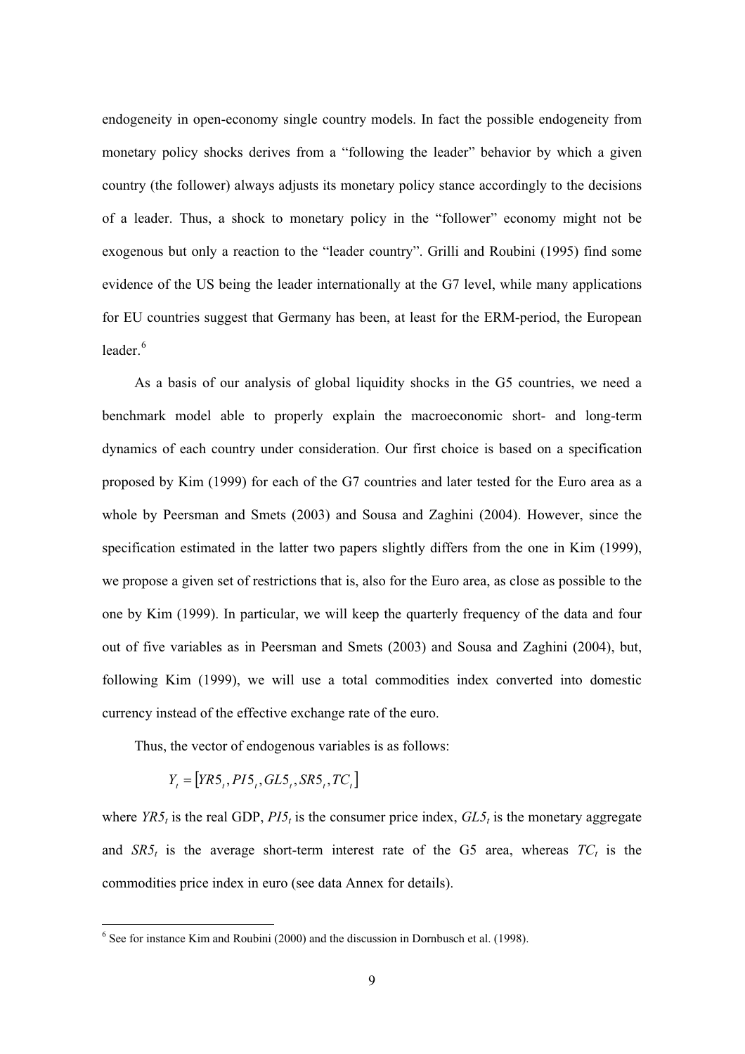endogeneity in open-economy single country models. In fact the possible endogeneity from monetary policy shocks derives from a "following the leader" behavior by which a given country (the follower) always adjusts its monetary policy stance accordingly to the decisions of a leader. Thus, a shock to monetary policy in the "follower" economy might not be exogenous but only a reaction to the "leader country". Grilli and Roubini (1995) find some evidence of the US being the leader internationally at the G7 level, while many applications for EU countries suggest that Germany has been, at least for the ERM-period, the European leader.[6]

As a basis of our analysis of global liquidity shocks in the G5 countries, we need a benchmark model able to properly explain the macroeconomic short- and long-term dynamics of each country under consideration. Our first choice is based on a specification proposed by Kim (1999) for each of the G7 countries and later tested for the Euro area as a whole by Peersman and Smets (2003) and Sousa and Zaghini (2004). However, since the specification estimated in the latter two papers slightly differs from the one in Kim (1999), we propose a given set of restrictions that is, also for the Euro area, as close as possible to the one by Kim (1999). In particular, we will keep the quarterly frequency of the data and four out of five variables as in Peersman and Smets (2003) and Sousa and Zaghini (2004), but, following Kim (1999), we will use a total commodities index converted into domestic currency instead of the effective exchange rate of the euro.

Thus, the vector of endogenous variables is as follows:

$$Y_t = [YR5_t, PI5_t, GL5_t, SR5_t, TC_t]$$

where $YR5_t$ is the real GDP, $PI5_t$ is the consumer price index, $GL5_t$ is the monetary aggregate and $SR5_t$ is the average short-term interest rate of the G5 area, whereas $TC_t$ is the commodities price index in euro (see data Annex for details).

[6] See for instance Kim and Roubini (2000) and the discussion in Dornbusch et al. (1998).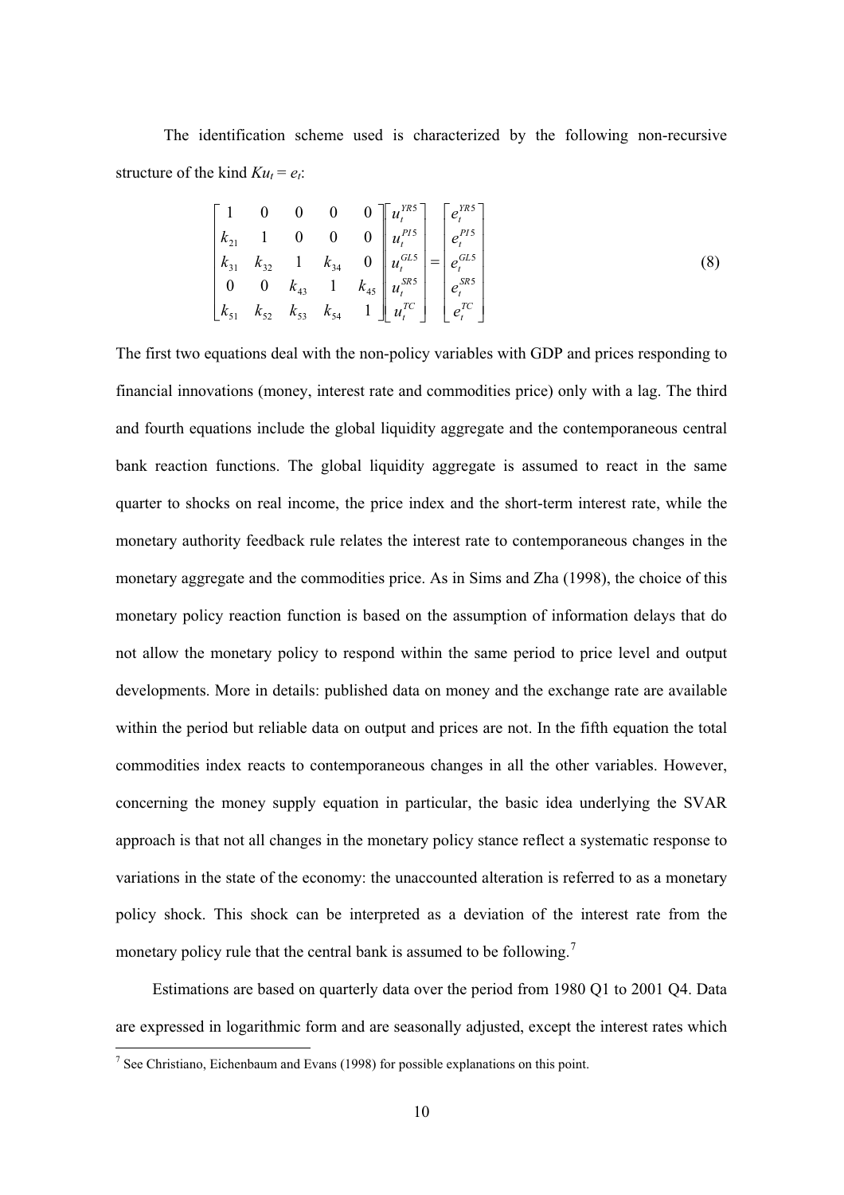The identification scheme used is characterized by the following non-recursive structure of the kind $Ku_t = e_t$:

$$
\begin{bmatrix}
1 & 0 & 0 & 0 & 0 \\
k_{21} & 1 & 0 & 0 & 0 \\
k_{31} & k_{32} & 1 & k_{34} & 0 \\
0 & 0 & k_{43} & 1 & k_{45} \\
k_{51} & k_{52} & k_{53} & k_{54} & 1
\end{bmatrix}
\begin{bmatrix}
u_t^{YR5} \\
u_t^{PI5} \\
u_t^{GL5} \\
u_t^{SR5} \\
u_t^{TC}
\end{bmatrix}
=
\begin{bmatrix}
e_t^{YR5} \\
e_t^{PI5} \\
e_t^{GL5} \\
e_t^{SR5} \\
e_t^{TC}
\end{bmatrix}
\tag{8}
$$

The first two equations deal with the non-policy variables with GDP and prices responding to financial innovations (money, interest rate and commodities price) only with a lag. The third and fourth equations include the global liquidity aggregate and the contemporaneous central bank reaction functions. The global liquidity aggregate is assumed to react in the same quarter to shocks on real income, the price index and the short-term interest rate, while the monetary authority feedback rule relates the interest rate to contemporaneous changes in the monetary aggregate and the commodities price. As in Sims and Zha (1998), the choice of this monetary policy reaction function is based on the assumption of information delays that do not allow the monetary policy to respond within the same period to price level and output developments. More in details: published data on money and the exchange rate are available within the period but reliable data on output and prices are not. In the fifth equation the total commodities index reacts to contemporaneous changes in all the other variables. However, concerning the money supply equation in particular, the basic idea underlying the SVAR approach is that not all changes in the monetary policy stance reflect a systematic response to variations in the state of the economy: the unaccounted alteration is referred to as a monetary policy shock. This shock can be interpreted as a deviation of the interest rate from the monetary policy rule that the central bank is assumed to be following.[7]

Estimations are based on quarterly data over the period from 1980 Q1 to 2001 Q4. Data are expressed in logarithmic form and are seasonally adjusted, except the interest rates which

[7] See Christiano, Eichenbaum and Evans (1998) for possible explanations on this point.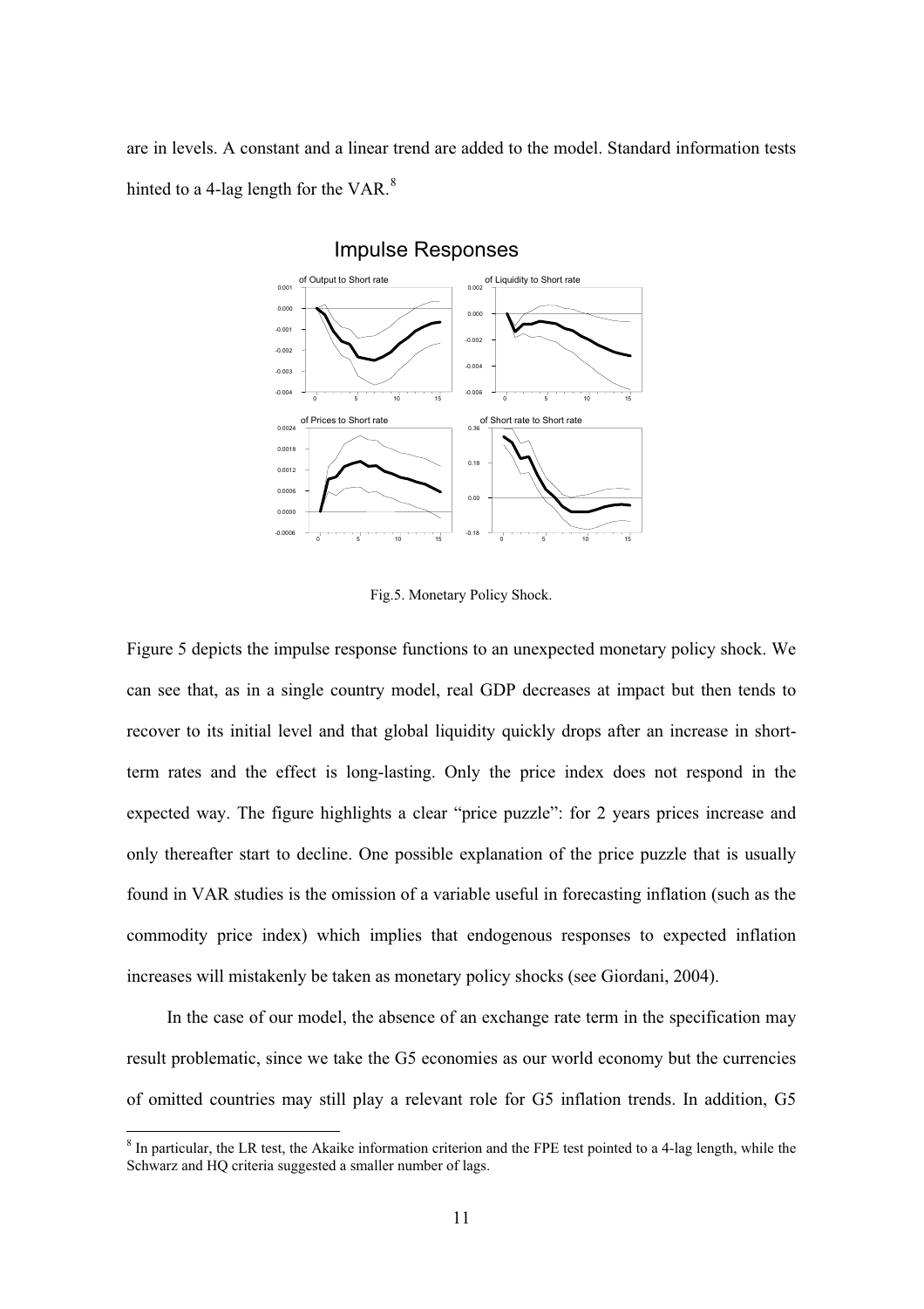are in levels. A constant and a linear trend are added to the model. Standard information tests hinted to a 4-lag length for the VAR.[8]

Fig.5. Monetary Policy Shock.

Figure 5 depicts the impulse response functions to an unexpected monetary policy shock. We can see that, as in a single country model, real GDP decreases at impact but then tends to recover to its initial level and that global liquidity quickly drops after an increase in short-term rates and the effect is long-lasting. Only the price index does not respond in the expected way. The figure highlights a clear "price puzzle": for 2 years prices increase and only thereafter start to decline. One possible explanation of the price puzzle that is usually found in VAR studies is the omission of a variable useful in forecasting inflation (such as the commodity price index) which implies that endogenous responses to expected inflation increases will mistakenly be taken as monetary policy shocks (see Giordani, 2004).

In the case of our model, the absence of an exchange rate term in the specification may result problematic, since we take the G5 economies as our world economy but the currencies of omitted countries may still play a relevant role for G5 inflation trends. In addition, G5

[8] In particular, the LR test, the Akaike information criterion and the FPE test pointed to a 4-lag length, while the Schwarz and HQ criteria suggested a smaller number of lags.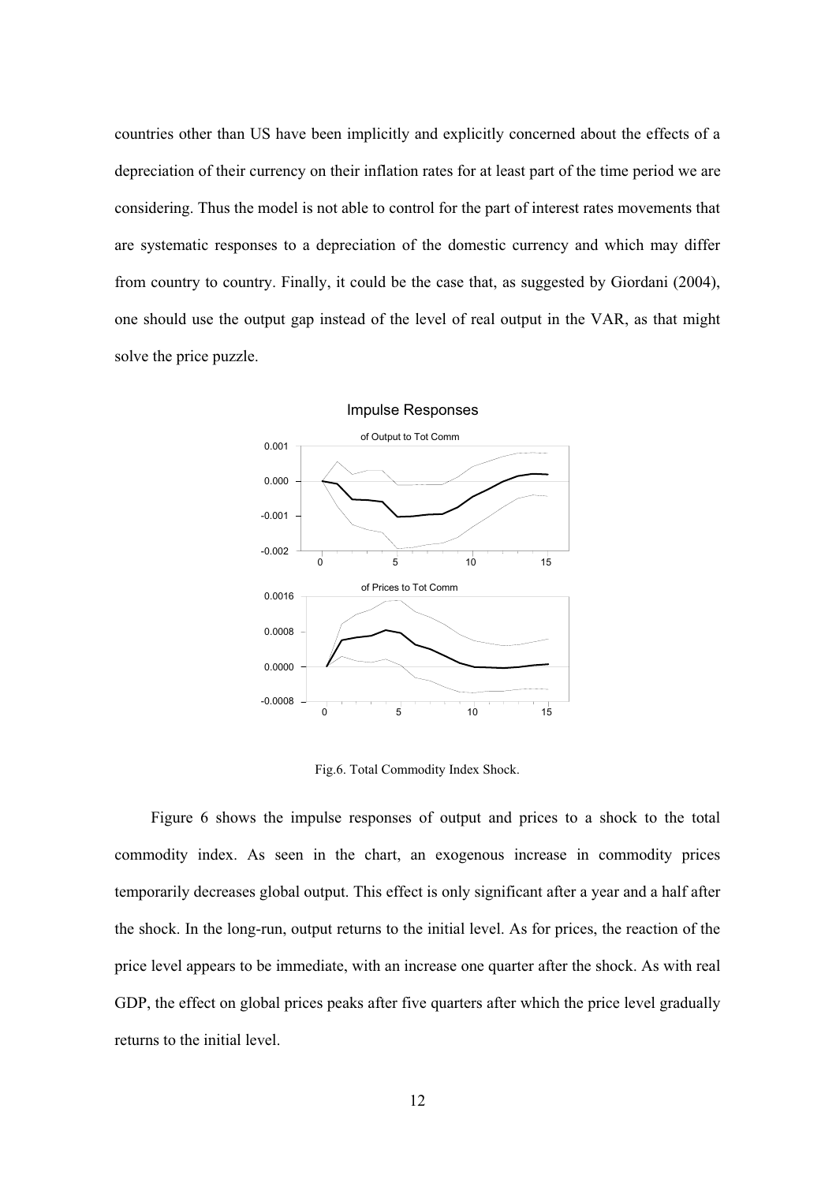countries other than US have been implicitly and explicitly concerned about the effects of a depreciation of their currency on their inflation rates for at least part of the time period we are considering. Thus the model is not able to control for the part of interest rates movements that are systematic responses to a depreciation of the domestic currency and which may differ from country to country. Finally, it could be the case that, as suggested by Giordani (2004), one should use the output gap instead of the level of real output in the VAR, as that might solve the price puzzle.

Fig.6. Total Commodity Index Shock.

Figure 6 shows the impulse responses of output and prices to a shock to the total commodity index. As seen in the chart, an exogenous increase in commodity prices temporarily decreases global output. This effect is only significant after a year and a half after the shock. In the long-run, output returns to the initial level. As for prices, the reaction of the price level appears to be immediate, with an increase one quarter after the shock. As with real GDP, the effect on global prices peaks after five quarters after which the price level gradually returns to the initial level.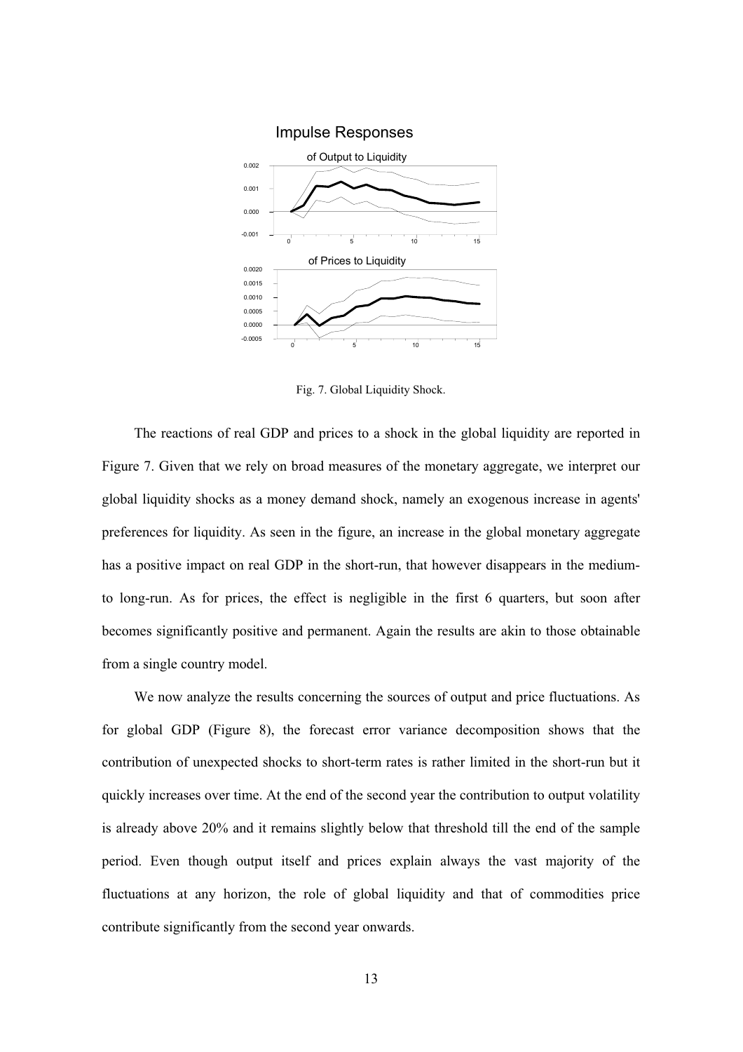Fig. 7. Global Liquidity Shock.

The reactions of real GDP and prices to a shock in the global liquidity are reported in Figure 7. Given that we rely on broad measures of the monetary aggregate, we interpret our global liquidity shocks as a money demand shock, namely an exogenous increase in agents' preferences for liquidity. As seen in the figure, an increase in the global monetary aggregate has a positive impact on real GDP in the short-run, that however disappears in the medium- to long-run. As for prices, the effect is negligible in the first 6 quarters, but soon after becomes significantly positive and permanent. Again the results are akin to those obtainable from a single country model.

We now analyze the results concerning the sources of output and price fluctuations. As for global GDP (Figure 8), the forecast error variance decomposition shows that the contribution of unexpected shocks to short-term rates is rather limited in the short-run but it quickly increases over time. At the end of the second year the contribution to output volatility is already above 20% and it remains slightly below that threshold till the end of the sample period. Even though output itself and prices explain always the vast majority of the fluctuations at any horizon, the role of global liquidity and that of commodities price contribute significantly from the second year onwards.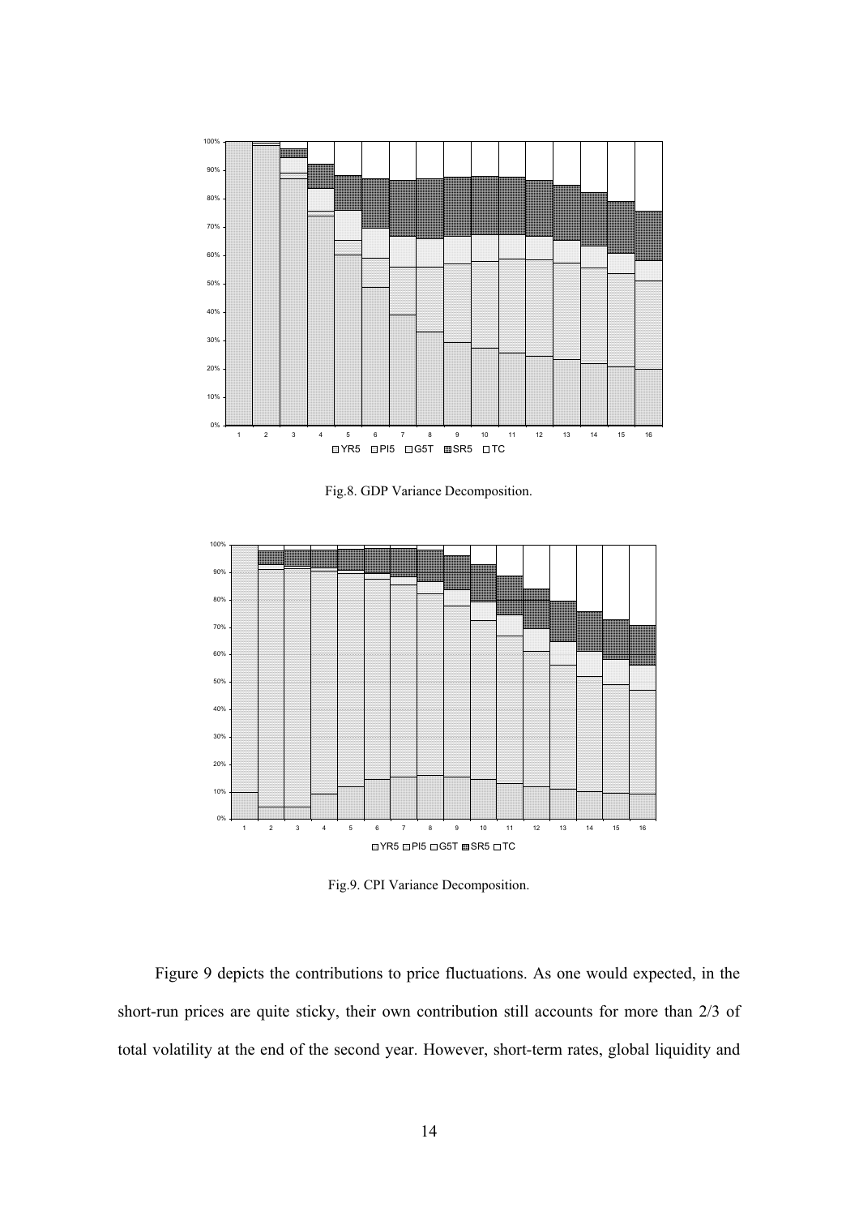Fig.8. GDP Variance Decomposition.

Fig.9. CPI Variance Decomposition.

Figure 9 depicts the contributions to price fluctuations. As one would expected, in the short-run prices are quite sticky, their own contribution still accounts for more than 2/3 of total volatility at the end of the second year. However, short-term rates, global liquidity and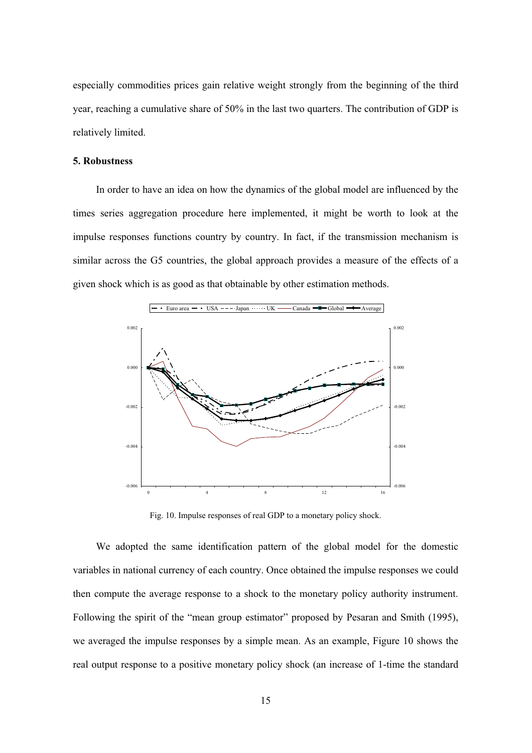especially commodities prices gain relative weight strongly from the beginning of the third year, reaching a cumulative share of 50% in the last two quarters. The contribution of GDP is relatively limited.

**5. Robustness**

In order to have an idea on how the dynamics of the global model are influenced by the times series aggregation procedure here implemented, it might be worth to look at the impulse responses functions country by country. In fact, if the transmission mechanism is similar across the G5 countries, the global approach provides a measure of the effects of a given shock which is as good as that obtainable by other estimation methods.

Fig. 10. Impulse responses of real GDP to a monetary policy shock.

We adopted the same identification pattern of the global model for the domestic variables in national currency of each country. Once obtained the impulse responses we could then compute the average response to a shock to the monetary policy authority instrument. Following the spirit of the "mean group estimator" proposed by Pesaran and Smith (1995), we averaged the impulse responses by a simple mean. As an example, Figure 10 shows the real output response to a positive monetary policy shock (an increase of 1-time the standard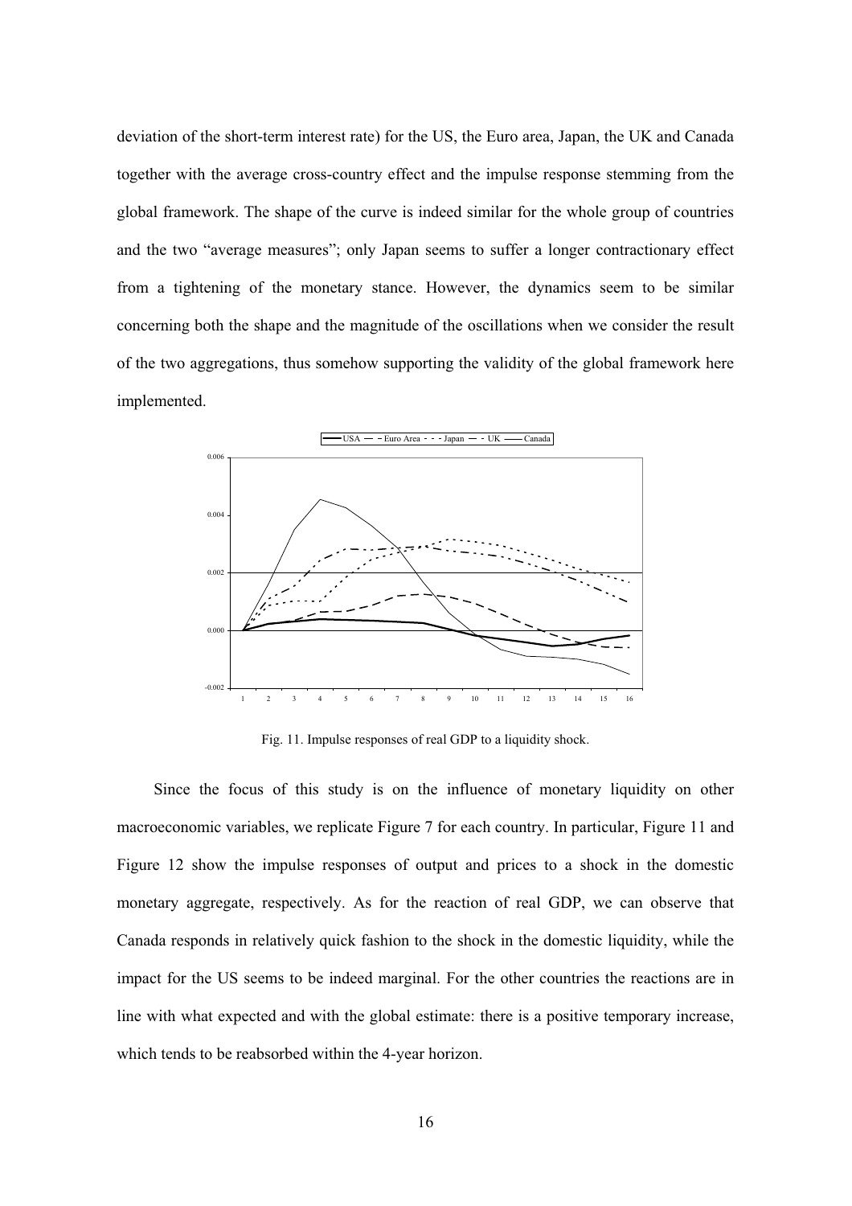deviation of the short-term interest rate) for the US, the Euro area, Japan, the UK and Canada together with the average cross-country effect and the impulse response stemming from the global framework. The shape of the curve is indeed similar for the whole group of countries and the two "average measures"; only Japan seems to suffer a longer contractionary effect from a tightening of the monetary stance. However, the dynamics seem to be similar concerning both the shape and the magnitude of the oscillations when we consider the result of the two aggregations, thus somehow supporting the validity of the global framework here implemented.

Fig. 11. Impulse responses of real GDP to a liquidity shock.

Since the focus of this study is on the influence of monetary liquidity on other macroeconomic variables, we replicate Figure 7 for each country. In particular, Figure 11 and Figure 12 show the impulse responses of output and prices to a shock in the domestic monetary aggregate, respectively. As for the reaction of real GDP, we can observe that Canada responds in relatively quick fashion to the shock in the domestic liquidity, while the impact for the US seems to be indeed marginal. For the other countries the reactions are in line with what expected and with the global estimate: there is a positive temporary increase, which tends to be reabsorbed within the 4-year horizon.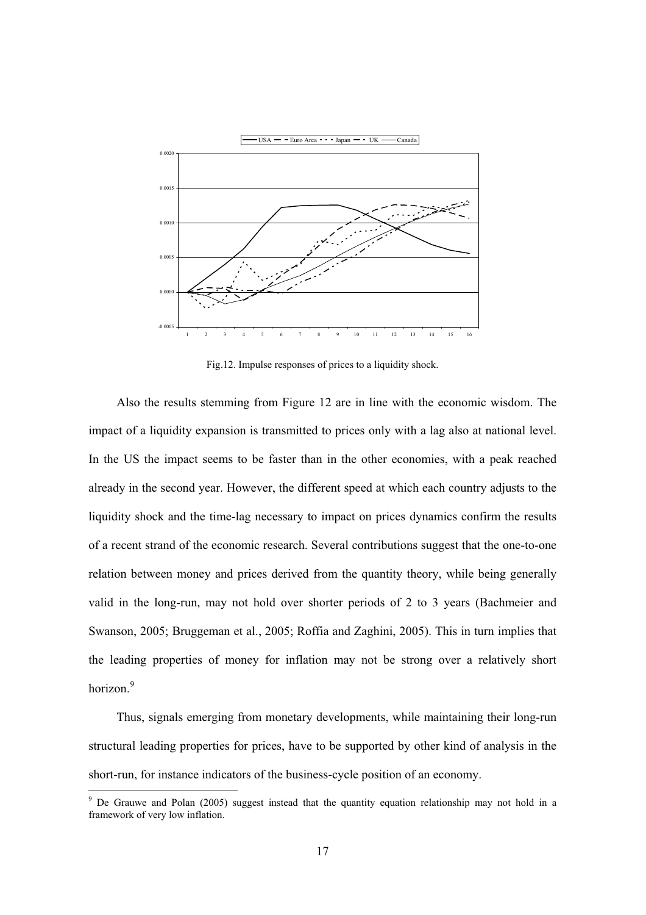Fig.12. Impulse responses of prices to a liquidity shock.

Also the results stemming from Figure 12 are in line with the economic wisdom. The impact of a liquidity expansion is transmitted to prices only with a lag also at national level. In the US the impact seems to be faster than in the other economies, with a peak reached already in the second year. However, the different speed at which each country adjusts to the liquidity shock and the time-lag necessary to impact on prices dynamics confirm the results of a recent strand of the economic research. Several contributions suggest that the one-to-one relation between money and prices derived from the quantity theory, while being generally valid in the long-run, may not hold over shorter periods of 2 to 3 years (Bachmeier and Swanson, 2005; Bruggeman et al., 2005; Roffia and Zaghini, 2005). This in turn implies that the leading properties of money for inflation may not be strong over a relatively short horizon.[9]

Thus, signals emerging from monetary developments, while maintaining their long-run structural leading properties for prices, have to be supported by other kind of analysis in the short-run, for instance indicators of the business-cycle position of an economy.

[9] De Grauwe and Polan (2005) suggest instead that the quantity equation relationship may not hold in a framework of very low inflation.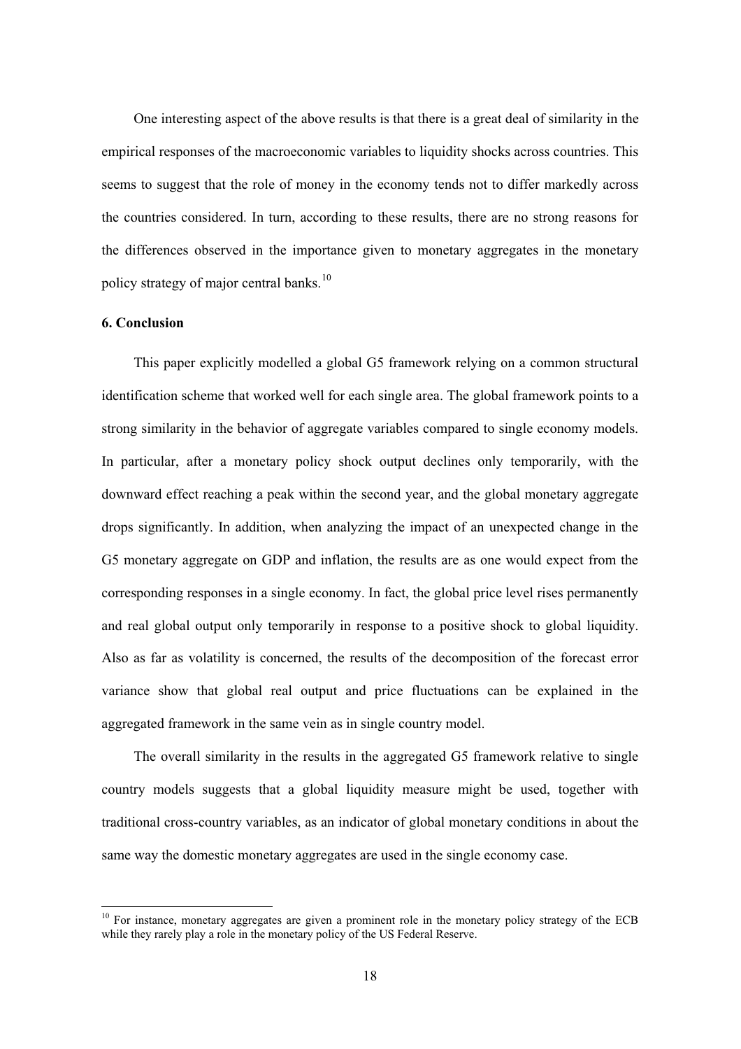One interesting aspect of the above results is that there is a great deal of similarity in the empirical responses of the macroeconomic variables to liquidity shocks across countries. This seems to suggest that the role of money in the economy tends not to differ markedly across the countries considered. In turn, according to these results, there are no strong reasons for the differences observed in the importance given to monetary aggregates in the monetary policy strategy of major central banks.[10]

## 6. Conclusion

This paper explicitly modelled a global G5 framework relying on a common structural identification scheme that worked well for each single area. The global framework points to a strong similarity in the behavior of aggregate variables compared to single economy models. In particular, after a monetary policy shock output declines only temporarily, with the downward effect reaching a peak within the second year, and the global monetary aggregate drops significantly. In addition, when analyzing the impact of an unexpected change in the G5 monetary aggregate on GDP and inflation, the results are as one would expect from the corresponding responses in a single economy. In fact, the global price level rises permanently and real global output only temporarily in response to a positive shock to global liquidity. Also as far as volatility is concerned, the results of the decomposition of the forecast error variance show that global real output and price fluctuations can be explained in the aggregated framework in the same vein as in single country model.

The overall similarity in the results in the aggregated G5 framework relative to single country models suggests that a global liquidity measure might be used, together with traditional cross-country variables, as an indicator of global monetary conditions in about the same way the domestic monetary aggregates are used in the single economy case.

---

[10] For instance, monetary aggregates are given a prominent role in the monetary policy strategy of the ECB while they rarely play a role in the monetary policy of the US Federal Reserve.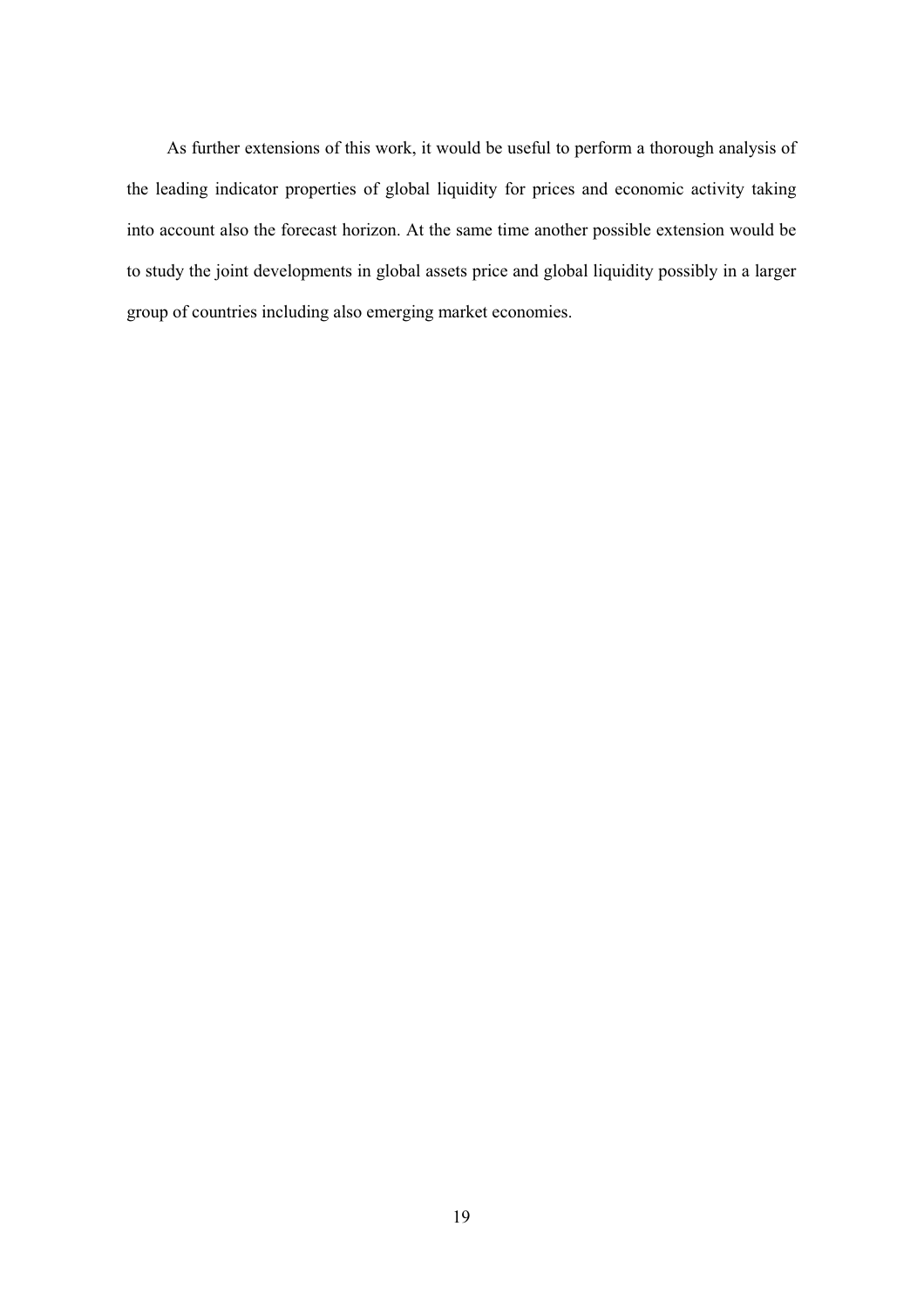As further extensions of this work, it would be useful to perform a thorough analysis of the leading indicator properties of global liquidity for prices and economic activity taking into account also the forecast horizon. At the same time another possible extension would be to study the joint developments in global assets price and global liquidity possibly in a larger group of countries including also emerging market economies.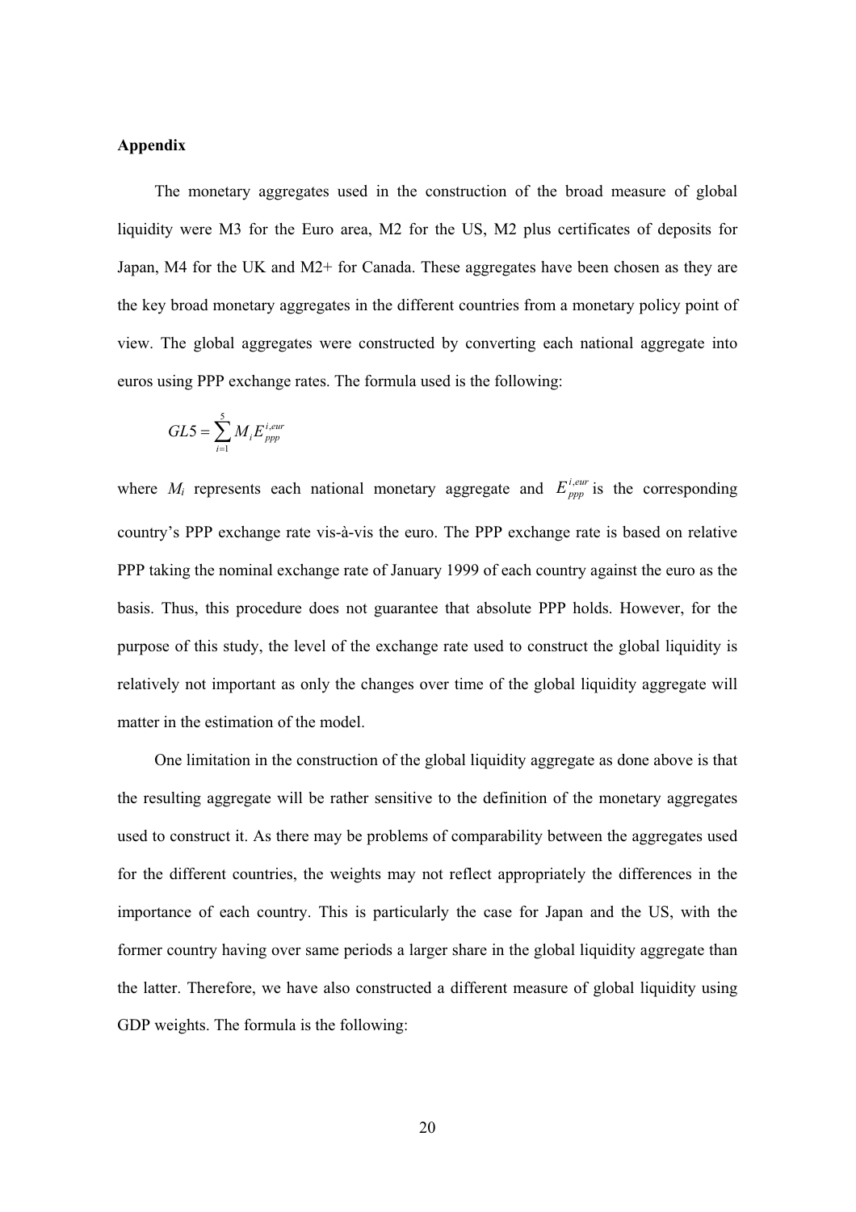**Appendix**

The monetary aggregates used in the construction of the broad measure of global liquidity were M3 for the Euro area, M2 for the US, M2 plus certificates of deposits for Japan, M4 for the UK and M2+ for Canada. These aggregates have been chosen as they are the key broad monetary aggregates in the different countries from a monetary policy point of view. The global aggregates were constructed by converting each national aggregate into euros using PPP exchange rates. The formula used is the following:

$$GL5 = \sum_{i=1}^{5} M_i E_{ppp}^{i,eur}$$

where $M_i$ represents each national monetary aggregate and $E_{ppp}^{i,eur}$ is the corresponding country's PPP exchange rate vis-à-vis the euro. The PPP exchange rate is based on relative PPP taking the nominal exchange rate of January 1999 of each country against the euro as the basis. Thus, this procedure does not guarantee that absolute PPP holds. However, for the purpose of this study, the level of the exchange rate used to construct the global liquidity is relatively not important as only the changes over time of the global liquidity aggregate will matter in the estimation of the model.

One limitation in the construction of the global liquidity aggregate as done above is that the resulting aggregate will be rather sensitive to the definition of the monetary aggregates used to construct it. As there may be problems of comparability between the aggregates used for the different countries, the weights may not reflect appropriately the differences in the importance of each country. This is particularly the case for Japan and the US, with the former country having over same periods a larger share in the global liquidity aggregate than the latter. Therefore, we have also constructed a different measure of global liquidity using GDP weights. The formula is the following: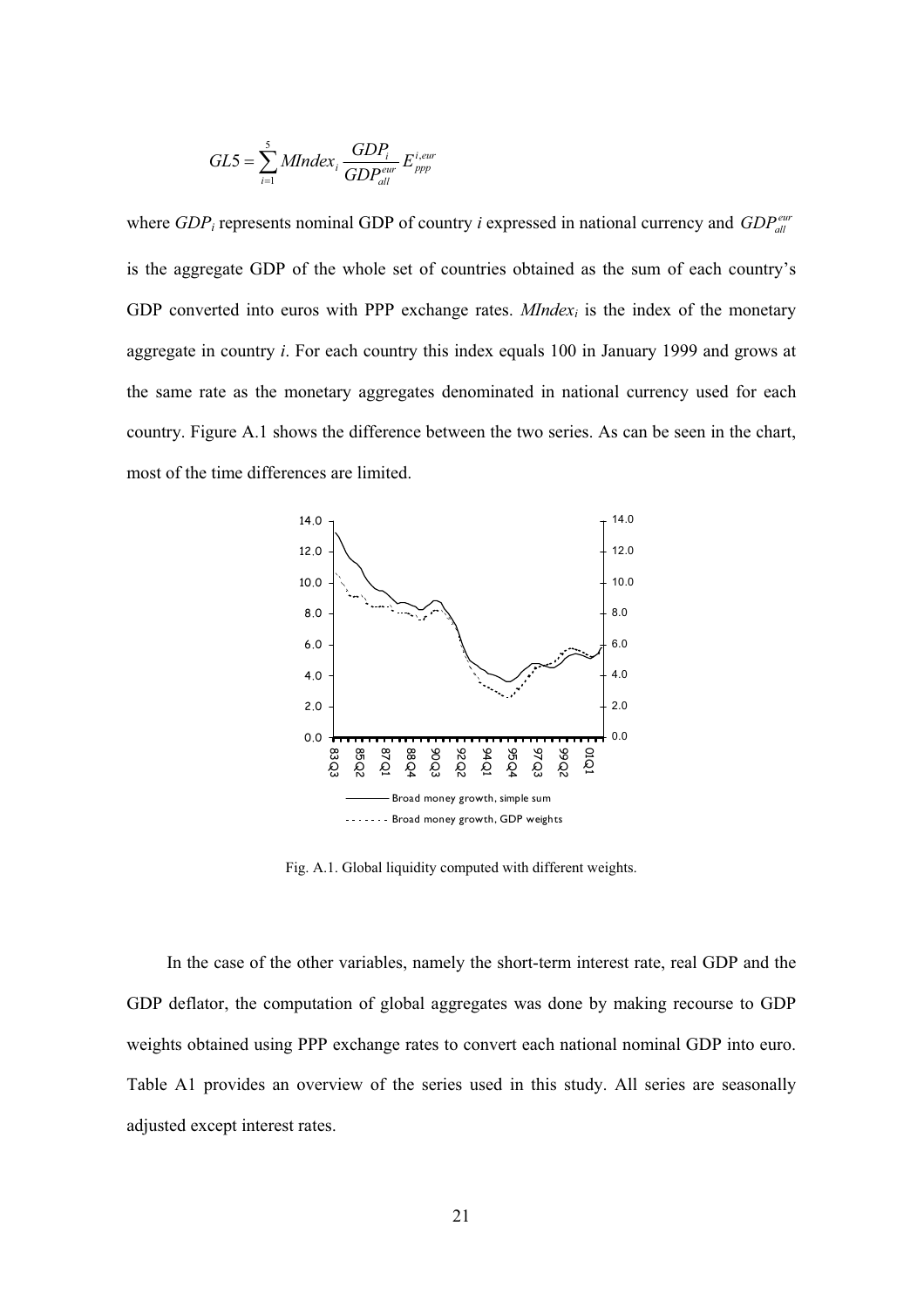$$GL5 = \sum_{i=1}^{5} MIndex_i \frac{GDP_i}{GDP_{all}^{eur}} E_{ppp}^{i,eur}$$

where $GDP_i$ represents nominal GDP of country $i$ expressed in national currency and $GDP_{all}^{eur}$ is the aggregate GDP of the whole set of countries obtained as the sum of each country's GDP converted into euros with PPP exchange rates. $MIndex_i$ is the index of the monetary aggregate in country $i$. For each country this index equals 100 in January 1999 and grows at the same rate as the monetary aggregates denominated in national currency used for each country. Figure A.1 shows the difference between the two series. As can be seen in the chart, most of the time differences are limited.

Fig. A.1. Global liquidity computed with different weights.

In the case of the other variables, namely the short-term interest rate, real GDP and the GDP deflator, the computation of global aggregates was done by making recourse to GDP weights obtained using PPP exchange rates to convert each national nominal GDP into euro. Table A1 provides an overview of the series used in this study. All series are seasonally adjusted except interest rates.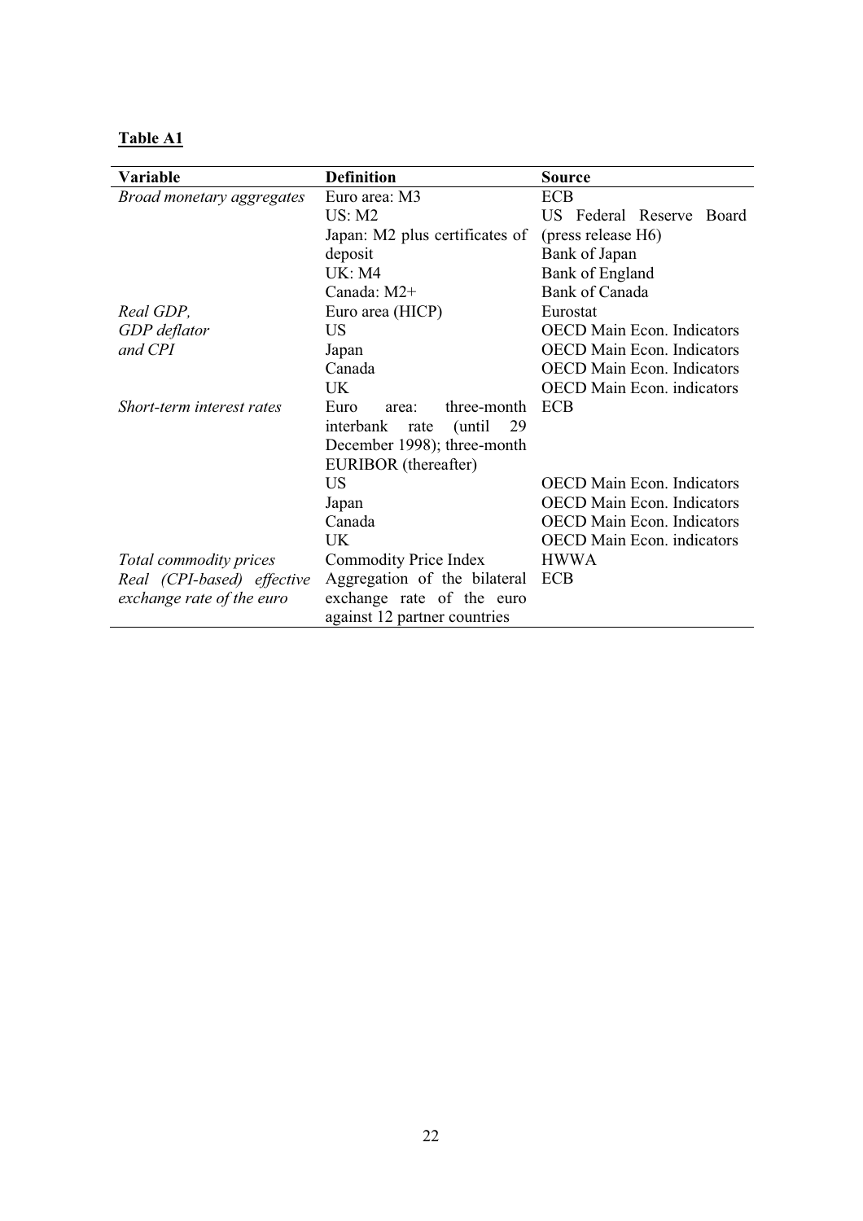**Table A1**

| Variable | Definition | Source |
|---|---|---|
| *Broad monetary aggregates* | Euro area: M3 | ECB |
| | US: M2 | US Federal Reserve Board (press release H6) |
| | Japan: M2 plus certificates of deposit | Bank of Japan |
| | UK: M4 | Bank of England |
| | Canada: M2+ | Bank of Canada |
| *Real GDP, GDP deflator and CPI* | Euro area (HICP) | Eurostat |
| | US | OECD Main Econ. Indicators |
| | Japan | OECD Main Econ. Indicators |
| | Canada | OECD Main Econ. Indicators |
| | UK | OECD Main Econ. indicators |
| *Short-term interest rates* | Euro area: three-month interbank rate (until 29 December 1998); three-month EURIBOR (thereafter) | ECB |
| | US | OECD Main Econ. Indicators |
| | Japan | OECD Main Econ. Indicators |
| | Canada | OECD Main Econ. Indicators |
| | UK | OECD Main Econ. indicators |
| *Total commodity prices* | Commodity Price Index | HWWA |
| *Real (CPI-based) effective exchange rate of the euro* | Aggregation of the bilateral exchange rate of the euro against 12 partner countries | ECB |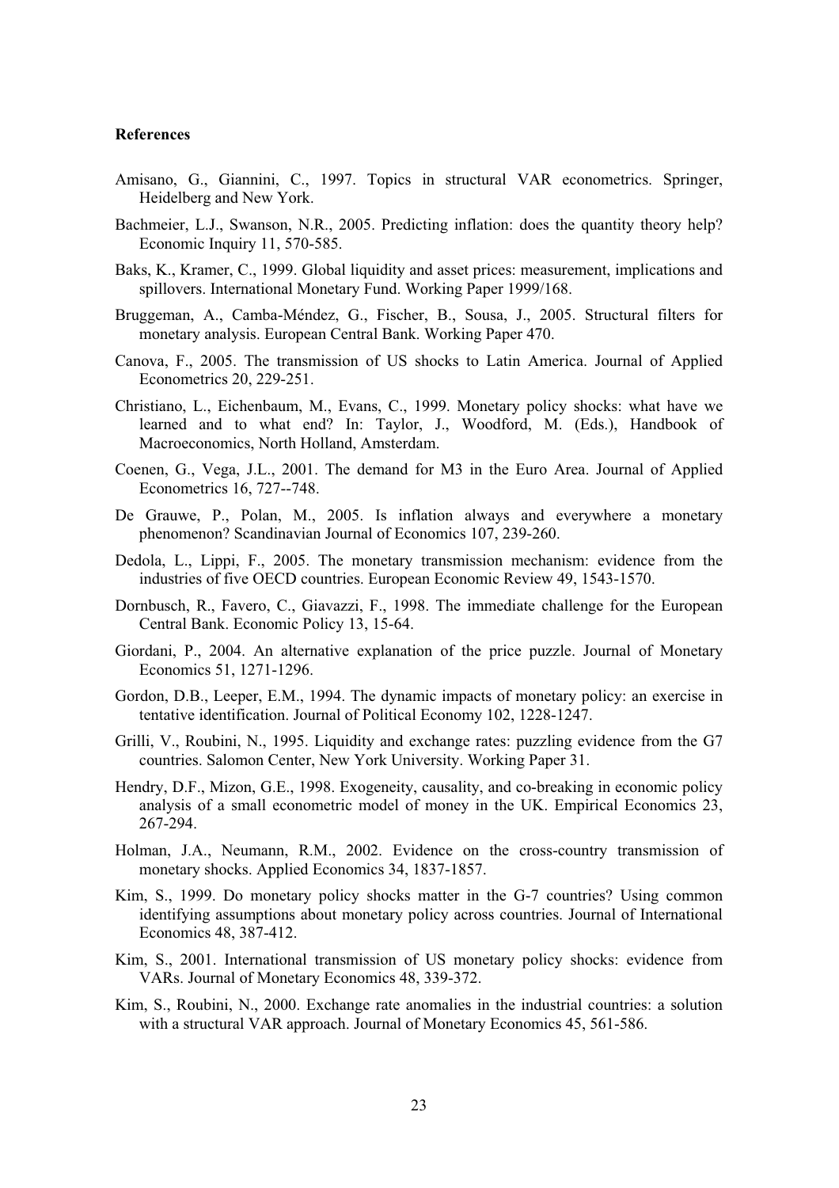**References**

Amisano, G., Giannini, C., 1997. Topics in structural VAR econometrics. Springer, Heidelberg and New York.

Bachmeier, L.J., Swanson, N.R., 2005. Predicting inflation: does the quantity theory help? Economic Inquiry 11, 570-585.

Baks, K., Kramer, C., 1999. Global liquidity and asset prices: measurement, implications and spillovers. International Monetary Fund. Working Paper 1999/168.

Bruggeman, A., Camba-Méndez, G., Fischer, B., Sousa, J., 2005. Structural filters for monetary analysis. European Central Bank. Working Paper 470.

Canova, F., 2005. The transmission of US shocks to Latin America. Journal of Applied Econometrics 20, 229-251.

Christiano, L., Eichenbaum, M., Evans, C., 1999. Monetary policy shocks: what have we learned and to what end? In: Taylor, J., Woodford, M. (Eds.), Handbook of Macroeconomics, North Holland, Amsterdam.

Coenen, G., Vega, J.L., 2001. The demand for M3 in the Euro Area. Journal of Applied Econometrics 16, 727--748.

De Grauwe, P., Polan, M., 2005. Is inflation always and everywhere a monetary phenomenon? Scandinavian Journal of Economics 107, 239-260.

Dedola, L., Lippi, F., 2005. The monetary transmission mechanism: evidence from the industries of five OECD countries. European Economic Review 49, 1543-1570.

Dornbusch, R., Favero, C., Giavazzi, F., 1998. The immediate challenge for the European Central Bank. Economic Policy 13, 15-64.

Giordani, P., 2004. An alternative explanation of the price puzzle. Journal of Monetary Economics 51, 1271-1296.

Gordon, D.B., Leeper, E.M., 1994. The dynamic impacts of monetary policy: an exercise in tentative identification. Journal of Political Economy 102, 1228-1247.

Grilli, V., Roubini, N., 1995. Liquidity and exchange rates: puzzling evidence from the G7 countries. Salomon Center, New York University. Working Paper 31.

Hendry, D.F., Mizon, G.E., 1998. Exogeneity, causality, and co-breaking in economic policy analysis of a small econometric model of money in the UK. Empirical Economics 23, 267-294.

Holman, J.A., Neumann, R.M., 2002. Evidence on the cross-country transmission of monetary shocks. Applied Economics 34, 1837-1857.

Kim, S., 1999. Do monetary policy shocks matter in the G-7 countries? Using common identifying assumptions about monetary policy across countries. Journal of International Economics 48, 387-412.

Kim, S., 2001. International transmission of US monetary policy shocks: evidence from VARs. Journal of Monetary Economics 48, 339-372.

Kim, S., Roubini, N., 2000. Exchange rate anomalies in the industrial countries: a solution with a structural VAR approach. Journal of Monetary Economics 45, 561-586.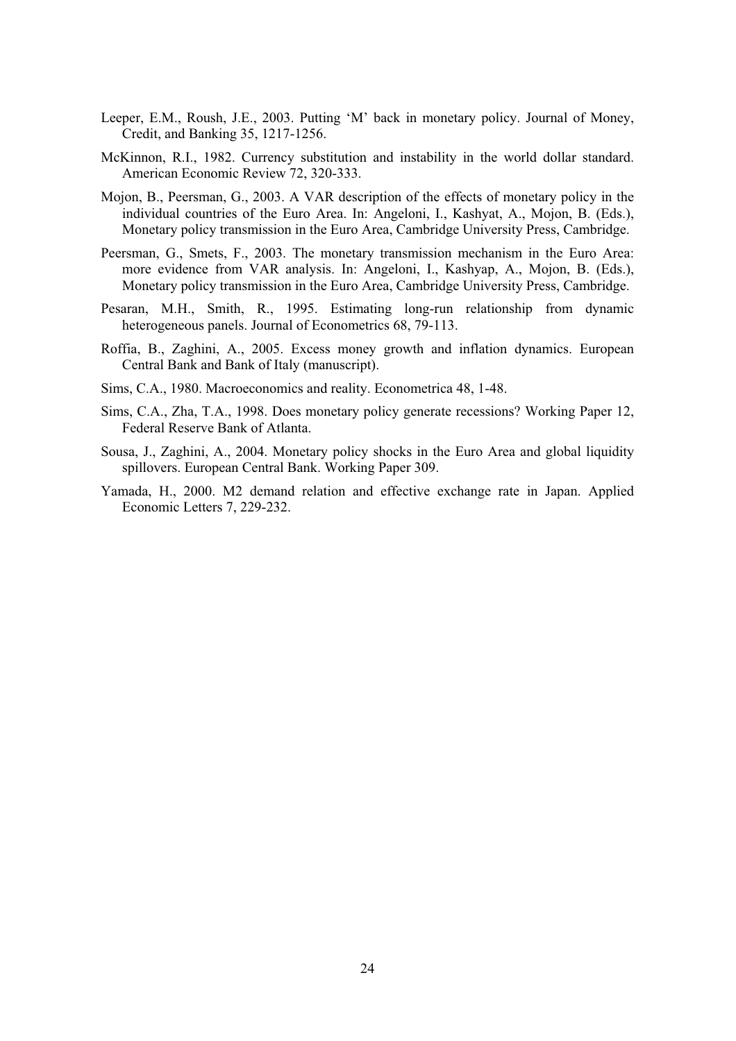Leeper, E.M., Roush, J.E., 2003. Putting 'M' back in monetary policy. Journal of Money, Credit, and Banking 35, 1217-1256.

McKinnon, R.I., 1982. Currency substitution and instability in the world dollar standard. American Economic Review 72, 320-333.

Mojon, B., Peersman, G., 2003. A VAR description of the effects of monetary policy in the individual countries of the Euro Area. In: Angeloni, I., Kashyat, A., Mojon, B. (Eds.), Monetary policy transmission in the Euro Area, Cambridge University Press, Cambridge.

Peersman, G., Smets, F., 2003. The monetary transmission mechanism in the Euro Area: more evidence from VAR analysis. In: Angeloni, I., Kashyap, A., Mojon, B. (Eds.), Monetary policy transmission in the Euro Area, Cambridge University Press, Cambridge.

Pesaran, M.H., Smith, R., 1995. Estimating long-run relationship from dynamic heterogeneous panels. Journal of Econometrics 68, 79-113.

Roffia, B., Zaghini, A., 2005. Excess money growth and inflation dynamics. European Central Bank and Bank of Italy (manuscript).

Sims, C.A., 1980. Macroeconomics and reality. Econometrica 48, 1-48.

Sims, C.A., Zha, T.A., 1998. Does monetary policy generate recessions? Working Paper 12, Federal Reserve Bank of Atlanta.

Sousa, J., Zaghini, A., 2004. Monetary policy shocks in the Euro Area and global liquidity spillovers. European Central Bank. Working Paper 309.

Yamada, H., 2000. M2 demand relation and effective exchange rate in Japan. Applied Economic Letters 7, 229-232.